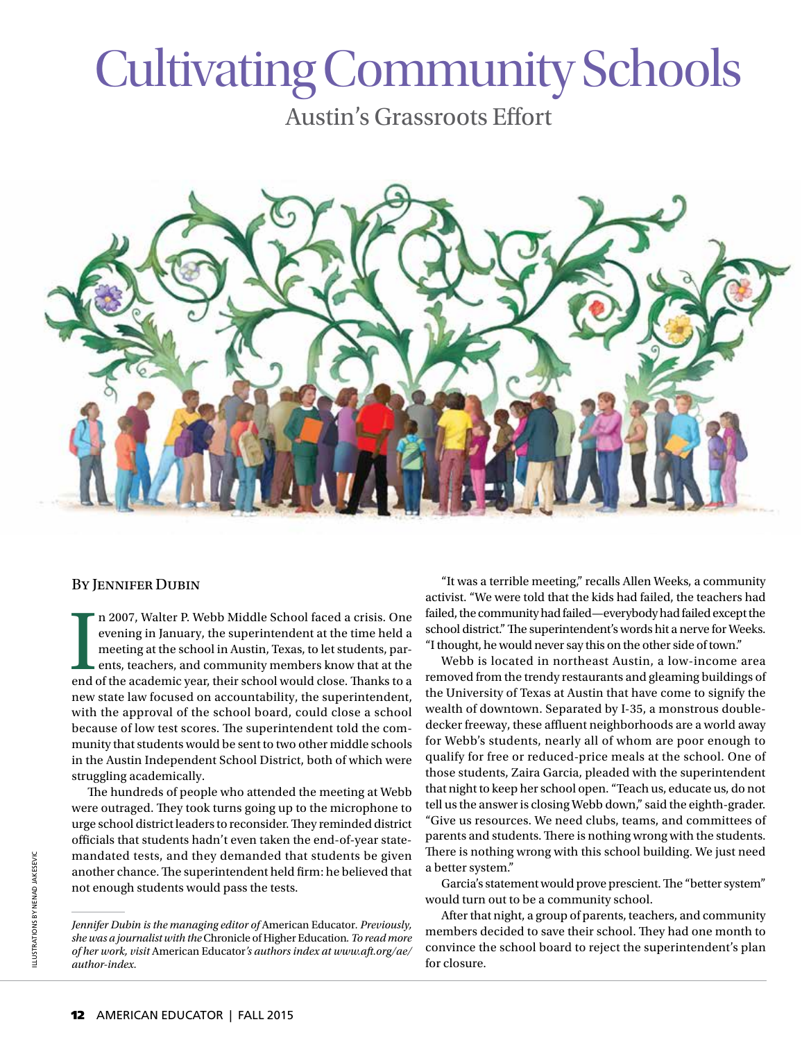# Cultivating Community Schools

## Austin's Grassroots Effort

By Jennifer Dubin

In 2007, Walter P. Webb Middle School faced a crisis. One evening in January, the superintendent at the time held a meeting at the school in Austin, Texas, to let students, parents, teachers, and community members know that at the end of the academic year, their school would close. Thanks to a new state law focused on accountability, the superintendent, with the approval of the school board, could close a school because of low test scores. The superintendent told the community that students would be sent to two other middle schools in the Austin Independent School District, both of which were struggling academically.

The hundreds of people who attended the meeting at Webb were outraged. They took turns going up to the microphone to urge school district leaders to reconsider. They reminded district officials that students hadn't even taken the end-of-year state-mandated tests, and they demanded that students be given another chance. The superintendent held firm: he believed that not enough students would pass the tests.

*Jennifer Dubin is the managing editor of* American Educator*. Previously, she was a journalist with the* Chronicle of Higher Education*. To read more of her work, visit* American Educator*'s authors index at www.aft.org/ae/author-index.*

"It was a terrible meeting," recalls Allen Weeks, a community activist. "We were told that the kids had failed, the teachers had failed, the community had failed—everybody had failed except the school district." The superintendent's words hit a nerve for Weeks. "I thought, he would never say this on the other side of town."

Webb is located in northeast Austin, a low-income area removed from the trendy restaurants and gleaming buildings of the University of Texas at Austin that have come to signify the wealth of downtown. Separated by I-35, a monstrous double-decker freeway, these affluent neighborhoods are a world away for Webb's students, nearly all of whom are poor enough to qualify for free or reduced-price meals at the school. One of those students, Zaira Garcia, pleaded with the superintendent that night to keep her school open. "Teach us, educate us, do not tell us the answer is closing Webb down," said the eighth-grader. "Give us resources. We need clubs, teams, and committees of parents and students. There is nothing wrong with the students. There is nothing wrong with this school building. We just need a better system."

Garcia's statement would prove prescient. The "better system" would turn out to be a community school.

After that night, a group of parents, teachers, and community members decided to save their school. They had one month to convince the school board to reject the superintendent's plan for closure.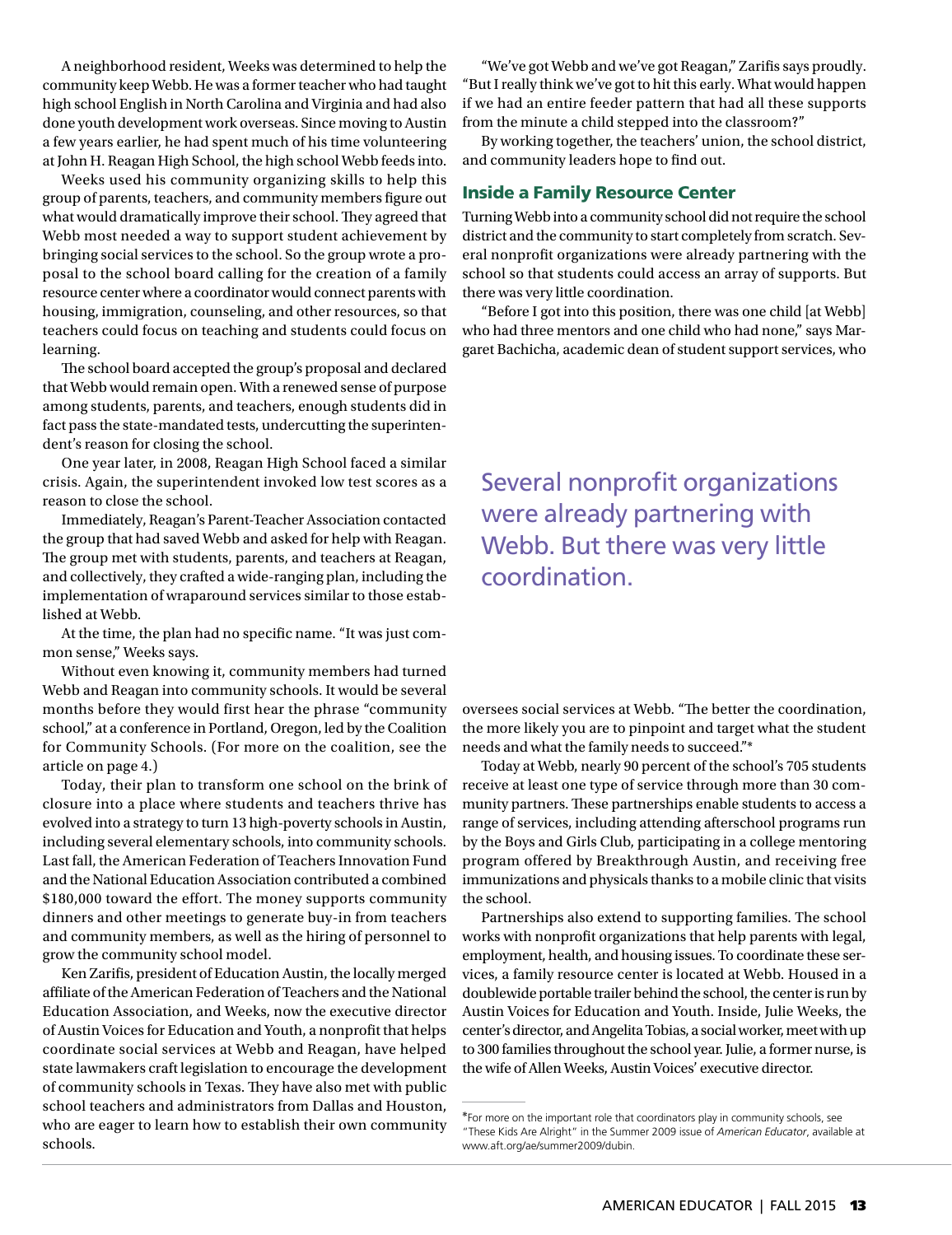A neighborhood resident, Weeks was determined to help the community keep Webb. He was a former teacher who had taught high school English in North Carolina and Virginia and had also done youth development work overseas. Since moving to Austin a few years earlier, he had spent much of his time volunteering at John H. Reagan High School, the high school Webb feeds into.

Weeks used his community organizing skills to help this group of parents, teachers, and community members figure out what would dramatically improve their school. They agreed that Webb most needed a way to support student achievement by bringing social services to the school. So the group wrote a proposal to the school board calling for the creation of a family resource center where a coordinator would connect parents with housing, immigration, counseling, and other resources, so that teachers could focus on teaching and students could focus on learning.

The school board accepted the group's proposal and declared that Webb would remain open. With a renewed sense of purpose among students, parents, and teachers, enough students did in fact pass the state-mandated tests, undercutting the superintendent's reason for closing the school.

One year later, in 2008, Reagan High School faced a similar crisis. Again, the superintendent invoked low test scores as a reason to close the school.

Immediately, Reagan's Parent-Teacher Association contacted the group that had saved Webb and asked for help with Reagan. The group met with students, parents, and teachers at Reagan, and collectively, they crafted a wide-ranging plan, including the implementation of wraparound services similar to those established at Webb.

At the time, the plan had no specific name. "It was just common sense," Weeks says.

Without even knowing it, community members had turned Webb and Reagan into community schools. It would be several months before they would first hear the phrase "community school," at a conference in Portland, Oregon, led by the Coalition for Community Schools. (For more on the coalition, see the article on page 4.)

Today, their plan to transform one school on the brink of closure into a place where students and teachers thrive has evolved into a strategy to turn 13 high-poverty schools in Austin, including several elementary schools, into community schools. Last fall, the American Federation of Teachers Innovation Fund and the National Education Association contributed a combined $180,000 toward the effort. The money supports community dinners and other meetings to generate buy-in from teachers and community members, as well as the hiring of personnel to grow the community school model.

Ken Zarifis, president of Education Austin, the locally merged affiliate of the American Federation of Teachers and the National Education Association, and Weeks, now the executive director of Austin Voices for Education and Youth, a nonprofit that helps coordinate social services at Webb and Reagan, have helped state lawmakers craft legislation to encourage the development of community schools in Texas. They have also met with public school teachers and administrators from Dallas and Houston, who are eager to learn how to establish their own community schools.

"We've got Webb and we've got Reagan," Zarifis says proudly. "But I really think we've got to hit this early. What would happen if we had an entire feeder pattern that had all these supports from the minute a child stepped into the classroom?"

By working together, the teachers' union, the school district, and community leaders hope to find out.

## Inside a Family Resource Center

Turning Webb into a community school did not require the school district and the community to start completely from scratch. Several nonprofit organizations were already partnering with the school so that students could access an array of supports. But there was very little coordination.

"Before I got into this position, there was one child [at Webb] who had three mentors and one child who had none," says Margaret Bachicha, academic dean of student support services, who oversees social services at Webb. "The better the coordination, the more likely you are to pinpoint and target what the student needs and what the family needs to succeed."*

> Several nonprofit organizations were already partnering with Webb. But there was very little coordination.

Today at Webb, nearly 90 percent of the school's 705 students receive at least one type of service through more than 30 community partners. These partnerships enable students to access a range of services, including attending afterschool programs run by the Boys and Girls Club, participating in a college mentoring program offered by Breakthrough Austin, and receiving free immunizations and physicals thanks to a mobile clinic that visits the school.

Partnerships also extend to supporting families. The school works with nonprofit organizations that help parents with legal, employment, health, and housing issues. To coordinate these services, a family resource center is located at Webb. Housed in a doublewide portable trailer behind the school, the center is run by Austin Voices for Education and Youth. Inside, Julie Weeks, the center's director, and Angelita Tobias, a social worker, meet with up to 300 families throughout the school year. Julie, a former nurse, is the wife of Allen Weeks, Austin Voices' executive director.

---

*For more on the important role that coordinators play in community schools, see "These Kids Are Alright" in the Summer 2009 issue of *American Educator*, available at www.aft.org/ae/summer2009/dubin.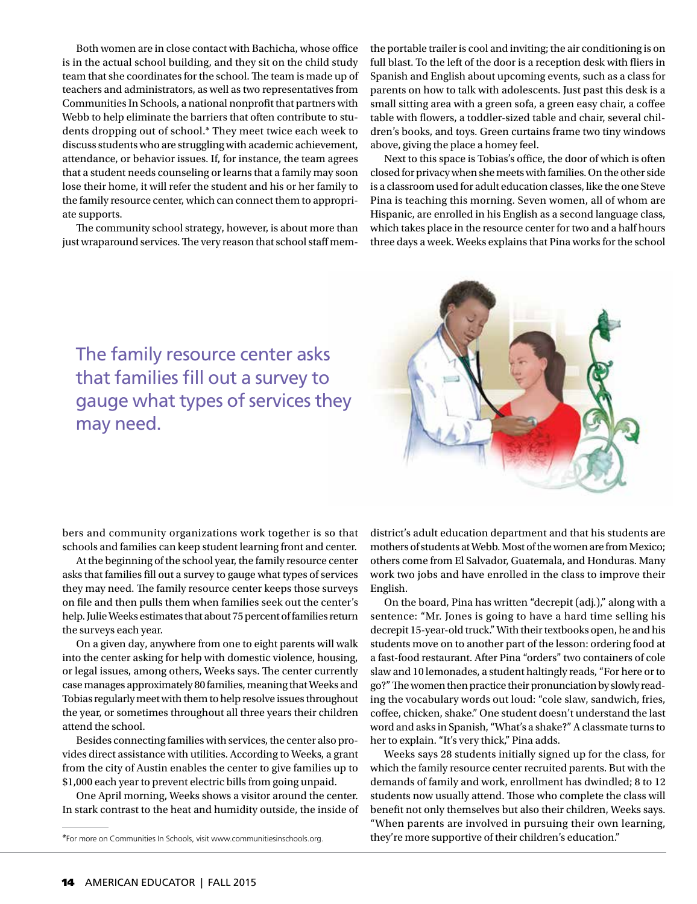Both women are in close contact with Bachicha, whose office is in the actual school building, and they sit on the child study team that she coordinates for the school. The team is made up of teachers and administrators, as well as two representatives from Communities In Schools, a national nonprofit that partners with Webb to help eliminate the barriers that often contribute to students dropping out of school.* They meet twice each week to discuss students who are struggling with academic achievement, attendance, or behavior issues. If, for instance, the team agrees that a student needs counseling or learns that a family may soon lose their home, it will refer the student and his or her family to the family resource center, which can connect them to appropriate supports.

The community school strategy, however, is about more than just wraparound services. The very reason that school staff members and community organizations work together is so that schools and families can keep student learning front and center.

At the beginning of the school year, the family resource center asks that families fill out a survey to gauge what types of services they may need. The family resource center keeps those surveys on file and then pulls them when families seek out the center's help. Julie Weeks estimates that about 75 percent of families return the surveys each year.

On a given day, anywhere from one to eight parents will walk into the center asking for help with domestic violence, housing, or legal issues, among others, Weeks says. The center currently case manages approximately 80 families, meaning that Weeks and Tobias regularly meet with them to help resolve issues throughout the year, or sometimes throughout all three years their children attend the school.

Besides connecting families with services, the center also provides direct assistance with utilities. According to Weeks, a grant from the city of Austin enables the center to give families up to $1,000 each year to prevent electric bills from going unpaid.

One April morning, Weeks shows a visitor around the center. In stark contrast to the heat and humidity outside, the inside of the portable trailer is cool and inviting; the air conditioning is on full blast. To the left of the door is a reception desk with fliers in Spanish and English about upcoming events, such as a class for parents on how to talk with adolescents. Just past this desk is a small sitting area with a green sofa, a green easy chair, a coffee table with flowers, a toddler-sized table and chair, several children's books, and toys. Green curtains frame two tiny windows above, giving the place a homey feel.

Next to this space is Tobias's office, the door of which is often closed for privacy when she meets with families. On the other side is a classroom used for adult education classes, like the one Steve Pina is teaching this morning. Seven women, all of whom are Hispanic, are enrolled in his English as a second language class, which takes place in the resource center for two and a half hours three days a week. Weeks explains that Pina works for the school district's adult education department and that his students are mothers of students at Webb. Most of the women are from Mexico; others come from El Salvador, Guatemala, and Honduras. Many work two jobs and have enrolled in the class to improve their English.

On the board, Pina has written "decrepit (adj.)," along with a sentence: "Mr. Jones is going to have a hard time selling his decrepit 15-year-old truck." With their textbooks open, he and his students move on to another part of the lesson: ordering food at a fast-food restaurant. After Pina "orders" two containers of cole slaw and 10 lemonades, a student haltingly reads, "For here or to go?" The women then practice their pronunciation by slowly reading the vocabulary words out loud: "cole slaw, sandwich, fries, coffee, chicken, shake." One student doesn't understand the last word and asks in Spanish, "What's a shake?" A classmate turns to her to explain. "It's very thick," Pina adds.

Weeks says 28 students initially signed up for the class, for which the family resource center recruited parents. But with the demands of family and work, enrollment has dwindled; 8 to 12 students now usually attend. Those who complete the class will benefit not only themselves but also their children, Weeks says. "When parents are involved in pursuing their own learning, they're more supportive of their children's education."

> The family resource center asks that families fill out a survey to gauge what types of services they may need.

*For more on Communities In Schools, visit www.communitiesinschools.org.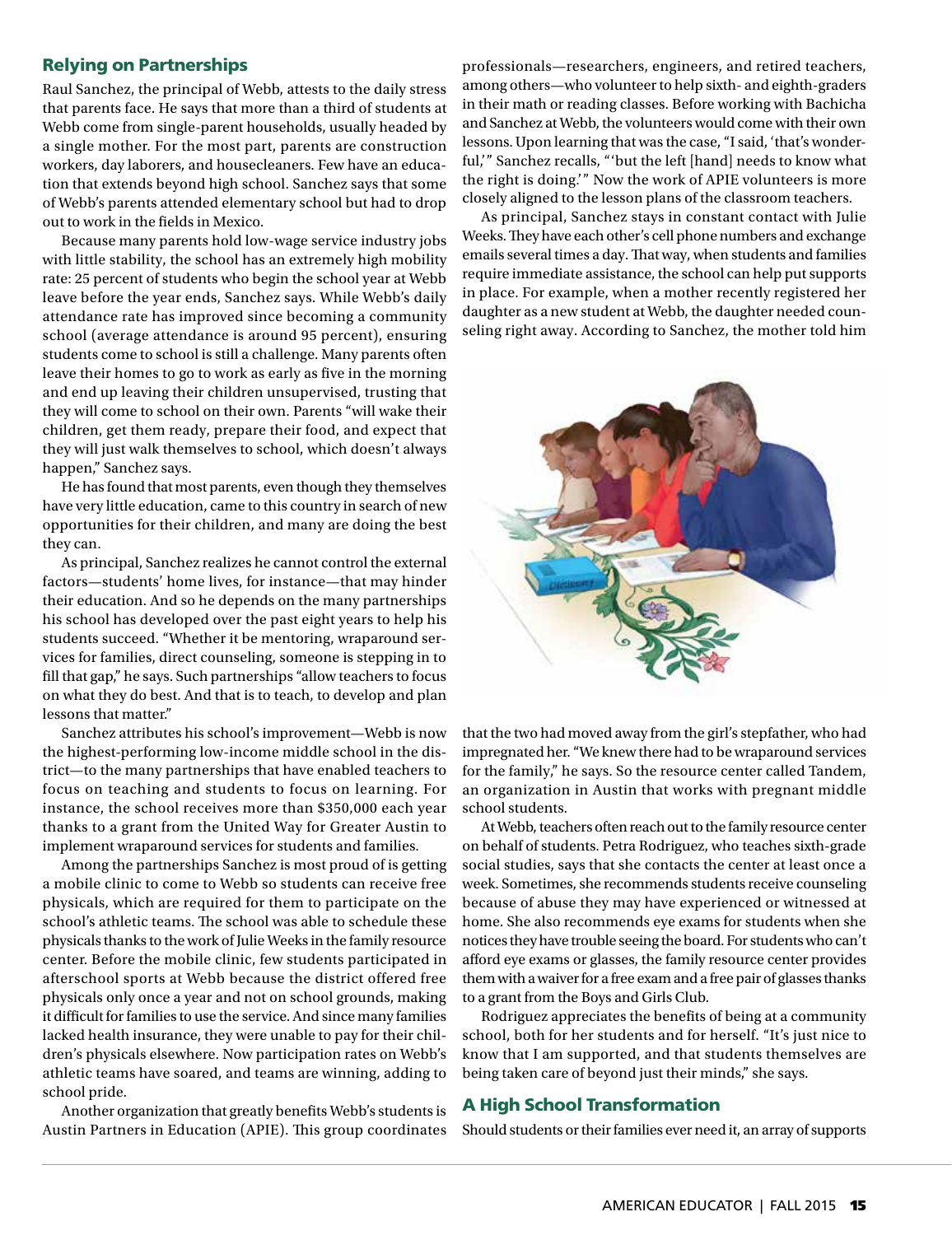## Relying on Partnerships

Raul Sanchez, the principal of Webb, attests to the daily stress that parents face. He says that more than a third of students at Webb come from single-parent households, usually headed by a single mother. For the most part, parents are construction workers, day laborers, and housecleaners. Few have an education that extends beyond high school. Sanchez says that some of Webb's parents attended elementary school but had to drop out to work in the fields in Mexico.

Because many parents hold low-wage service industry jobs with little stability, the school has an extremely high mobility rate: 25 percent of students who begin the school year at Webb leave before the year ends, Sanchez says. While Webb's daily attendance rate has improved since becoming a community school (average attendance is around 95 percent), ensuring students come to school is still a challenge. Many parents often leave their homes to go to work as early as five in the morning and end up leaving their children unsupervised, trusting that they will come to school on their own. Parents "will wake their children, get them ready, prepare their food, and expect that they will just walk themselves to school, which doesn't always happen," Sanchez says.

He has found that most parents, even though they themselves have very little education, came to this country in search of new opportunities for their children, and many are doing the best they can.

As principal, Sanchez realizes he cannot control the external factors—students' home lives, for instance—that may hinder their education. And so he depends on the many partnerships his school has developed over the past eight years to help his students succeed. "Whether it be mentoring, wraparound services for families, direct counseling, someone is stepping in to fill that gap," he says. Such partnerships "allow teachers to focus on what they do best. And that is to teach, to develop and plan lessons that matter."

Sanchez attributes his school's improvement—Webb is now the highest-performing low-income middle school in the district—to the many partnerships that have enabled teachers to focus on teaching and students to focus on learning. For instance, the school receives more than $350,000 each year thanks to a grant from the United Way for Greater Austin to implement wraparound services for students and families.

Among the partnerships Sanchez is most proud of is getting a mobile clinic to come to Webb so students can receive free physicals, which are required for them to participate on the school's athletic teams. The school was able to schedule these physicals thanks to the work of Julie Weeks in the family resource center. Before the mobile clinic, few students participated in afterschool sports at Webb because the district offered free physicals only once a year and not on school grounds, making it difficult for families to use the service. And since many families lacked health insurance, they were unable to pay for their children's physicals elsewhere. Now participation rates on Webb's athletic teams have soared, and teams are winning, adding to school pride.

Another organization that greatly benefits Webb's students is Austin Partners in Education (APIE). This group coordinates professionals—researchers, engineers, and retired teachers, among others—who volunteer to help sixth- and eighth-graders in their math or reading classes. Before working with Bachicha and Sanchez at Webb, the volunteers would come with their own lessons. Upon learning that was the case, "I said, 'that's wonderful,'" Sanchez recalls, "'but the left [hand] needs to know what the right is doing.'" Now the work of APIE volunteers is more closely aligned to the lesson plans of the classroom teachers.

As principal, Sanchez stays in constant contact with Julie Weeks. They have each other's cell phone numbers and exchange emails several times a day. That way, when students and families require immediate assistance, the school can help put supports in place. For example, when a mother recently registered her daughter as a new student at Webb, the daughter needed counseling right away. According to Sanchez, the mother told him that the two had moved away from the girl's stepfather, who had impregnated her. "We knew there had to be wraparound services for the family," he says. So the resource center called Tandem, an organization in Austin that works with pregnant middle school students.

At Webb, teachers often reach out to the family resource center on behalf of students. Petra Rodriguez, who teaches sixth-grade social studies, says that she contacts the center at least once a week. Sometimes, she recommends students receive counseling because of abuse they may have experienced or witnessed at home. She also recommends eye exams for students when she notices they have trouble seeing the board. For students who can't afford eye exams or glasses, the family resource center provides them with a waiver for a free exam and a free pair of glasses thanks to a grant from the Boys and Girls Club.

Rodriguez appreciates the benefits of being at a community school, both for her students and for herself. "It's just nice to know that I am supported, and that students themselves are being taken care of beyond just their minds," she says.

## A High School Transformation

Should students or their families ever need it, an array of supports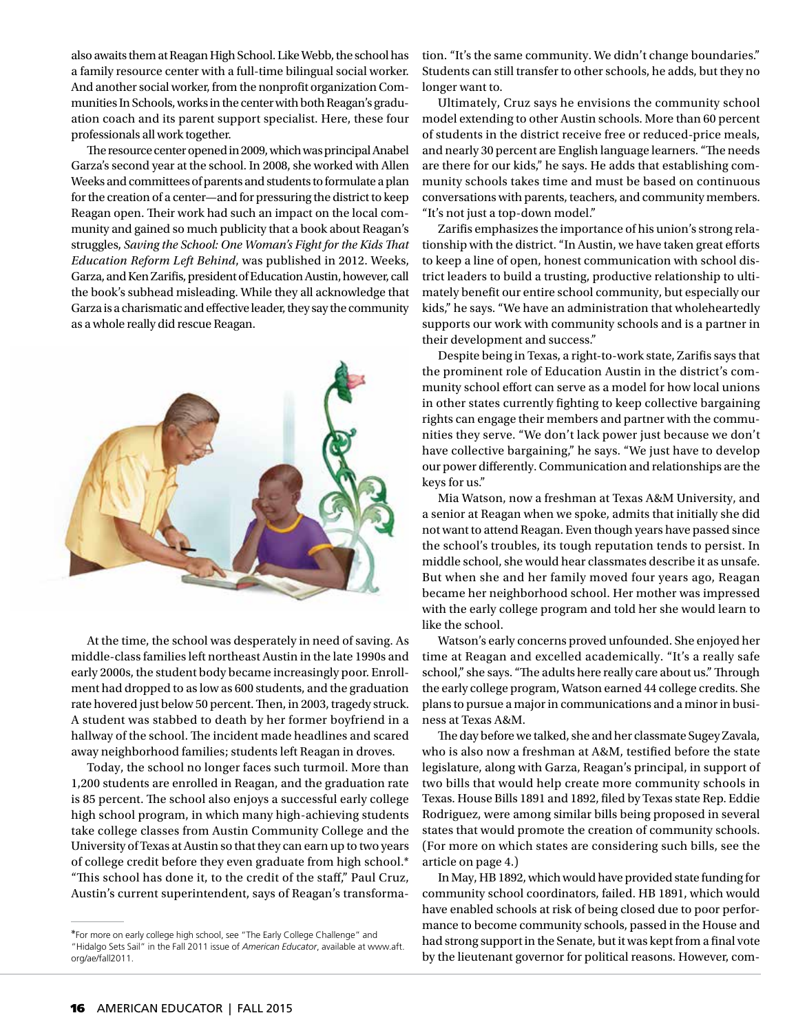also awaits them at Reagan High School. Like Webb, the school has a family resource center with a full-time bilingual social worker. And another social worker, from the nonprofit organization Communities In Schools, works in the center with both Reagan's graduation coach and its parent support specialist. Here, these four professionals all work together.

The resource center opened in 2009, which was principal Anabel Garza's second year at the school. In 2008, she worked with Allen Weeks and committees of parents and students to formulate a plan for the creation of a center—and for pressuring the district to keep Reagan open. Their work had such an impact on the local community and gained so much publicity that a book about Reagan's struggles, *Saving the School: One Woman's Fight for the Kids That Education Reform Left Behind*, was published in 2012. Weeks, Garza, and Ken Zarifis, president of Education Austin, however, call the book's subhead misleading. While they all acknowledge that Garza is a charismatic and effective leader, they say the community as a whole really did rescue Reagan.

At the time, the school was desperately in need of saving. As middle-class families left northeast Austin in the late 1990s and early 2000s, the student body became increasingly poor. Enrollment had dropped to as low as 600 students, and the graduation rate hovered just below 50 percent. Then, in 2003, tragedy struck. A student was stabbed to death by her former boyfriend in a hallway of the school. The incident made headlines and scared away neighborhood families; students left Reagan in droves.

Today, the school no longer faces such turmoil. More than 1,200 students are enrolled in Reagan, and the graduation rate is 85 percent. The school also enjoys a successful early college high school program, in which many high-achieving students take college classes from Austin Community College and the University of Texas at Austin so that they can earn up to two years of college credit before they even graduate from high school.* "This school has done it, to the credit of the staff," Paul Cruz, Austin's current superintendent, says of Reagan's transformation. "It's the same community. We didn't change boundaries." Students can still transfer to other schools, he adds, but they no longer want to.

Ultimately, Cruz says he envisions the community school model extending to other Austin schools. More than 60 percent of students in the district receive free or reduced-price meals, and nearly 30 percent are English language learners. "The needs are there for our kids," he says. He adds that establishing community schools takes time and must be based on continuous conversations with parents, teachers, and community members. "It's not just a top-down model."

Zarifis emphasizes the importance of his union's strong relationship with the district. "In Austin, we have taken great efforts to keep a line of open, honest communication with school district leaders to build a trusting, productive relationship to ultimately benefit our entire school community, but especially our kids," he says. "We have an administration that wholeheartedly supports our work with community schools and is a partner in their development and success."

Despite being in Texas, a right-to-work state, Zarifis says that the prominent role of Education Austin in the district's community school effort can serve as a model for how local unions in other states currently fighting to keep collective bargaining rights can engage their members and partner with the communities they serve. "We don't lack power just because we don't have collective bargaining," he says. "We just have to develop our power differently. Communication and relationships are the keys for us."

Mia Watson, now a freshman at Texas A&M University, and a senior at Reagan when we spoke, admits that initially she did not want to attend Reagan. Even though years have passed since the school's troubles, its tough reputation tends to persist. In middle school, she would hear classmates describe it as unsafe. But when she and her family moved four years ago, Reagan became her neighborhood school. Her mother was impressed with the early college program and told her she would learn to like the school.

Watson's early concerns proved unfounded. She enjoyed her time at Reagan and excelled academically. "It's a really safe school," she says. "The adults here really care about us." Through the early college program, Watson earned 44 college credits. She plans to pursue a major in communications and a minor in business at Texas A&M.

The day before we talked, she and her classmate Sugey Zavala, who is also now a freshman at A&M, testified before the state legislature, along with Garza, Reagan's principal, in support of two bills that would help create more community schools in Texas. House Bills 1891 and 1892, filed by Texas state Rep. Eddie Rodriguez, were among similar bills being proposed in several states that would promote the creation of community schools. (For more on which states are considering such bills, see the article on page 4.)

In May, HB 1892, which would have provided state funding for community school coordinators, failed. HB 1891, which would have enabled schools at risk of being closed due to poor performance to become community schools, passed in the House and had strong support in the Senate, but it was kept from a final vote by the lieutenant governor for political reasons. However, com-

*For more on early college high school, see "The Early College Challenge" and "Hidalgo Sets Sail" in the Fall 2011 issue of *American Educator*, available at www.aft.org/ae/fall2011.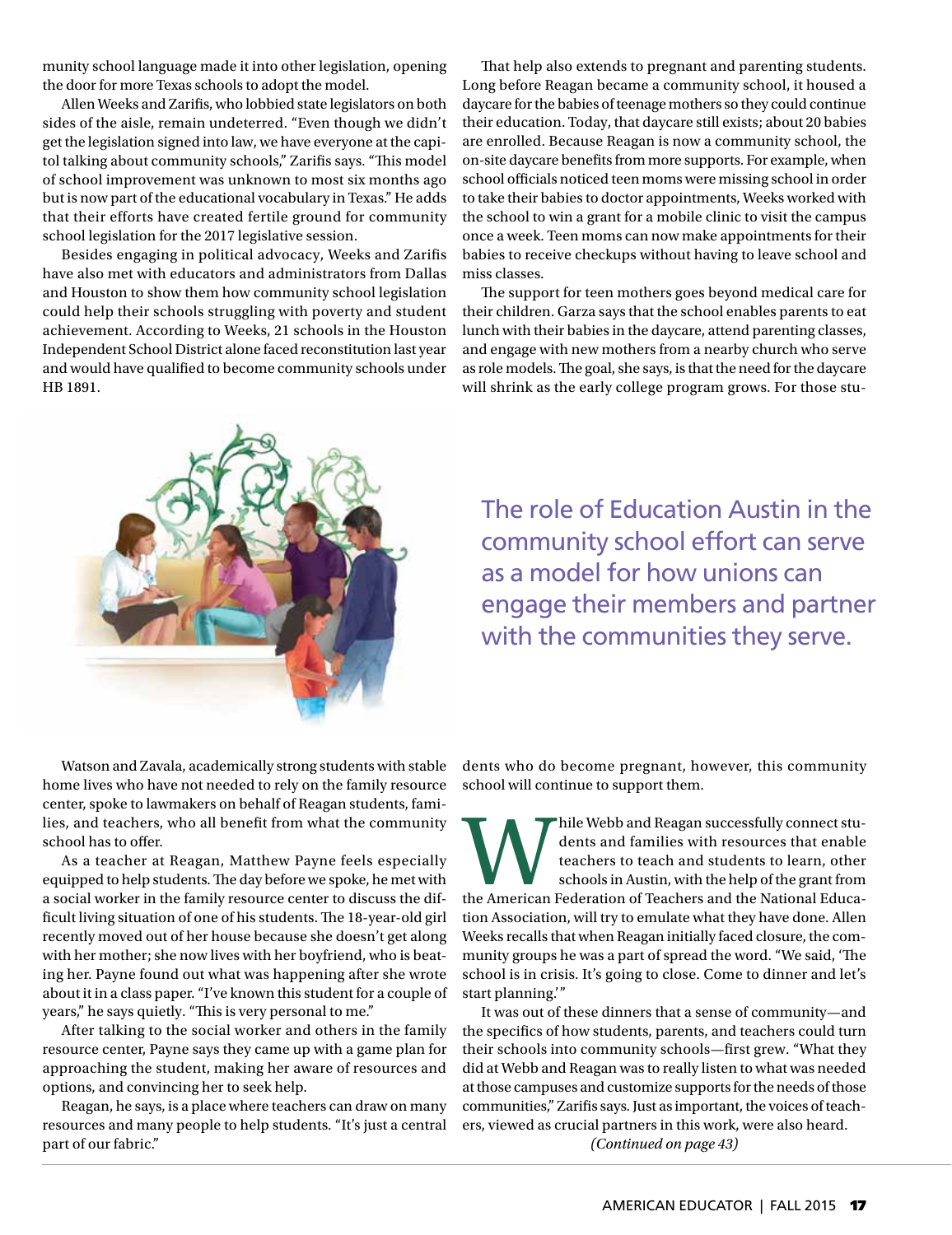munity school language made it into other legislation, opening the door for more Texas schools to adopt the model.

Allen Weeks and Zarifis, who lobbied state legislators on both sides of the aisle, remain undeterred. "Even though we didn't get the legislation signed into law, we have everyone at the capitol talking about community schools," Zarifis says. "This model of school improvement was unknown to most six months ago but is now part of the educational vocabulary in Texas." He adds that their efforts have created fertile ground for community school legislation for the 2017 legislative session.

Besides engaging in political advocacy, Weeks and Zarifis have also met with educators and administrators from Dallas and Houston to show them how community school legislation could help their schools struggling with poverty and student achievement. According to Weeks, 21 schools in the Houston Independent School District alone faced reconstitution last year and would have qualified to become community schools under HB 1891.

Watson and Zavala, academically strong students with stable home lives who have not needed to rely on the family resource center, spoke to lawmakers on behalf of Reagan students, families, and teachers, who all benefit from what the community school has to offer.

As a teacher at Reagan, Matthew Payne feels especially equipped to help students. The day before we spoke, he met with a social worker in the family resource center to discuss the difficult living situation of one of his students. The 18-year-old girl recently moved out of her house because she doesn't get along with her mother; she now lives with her boyfriend, who is beating her. Payne found out what was happening after she wrote about it in a class paper. "I've known this student for a couple of years," he says quietly. "This is very personal to me."

After talking to the social worker and others in the family resource center, Payne says they came up with a game plan for approaching the student, making her aware of resources and options, and convincing her to seek help.

Reagan, he says, is a place where teachers can draw on many resources and many people to help students. "It's just a central part of our fabric."

That help also extends to pregnant and parenting students. Long before Reagan became a community school, it housed a daycare for the babies of teenage mothers so they could continue their education. Today, that daycare still exists; about 20 babies are enrolled. Because Reagan is now a community school, the on-site daycare benefits from more supports. For example, when school officials noticed teen moms were missing school in order to take their babies to doctor appointments, Weeks worked with the school to win a grant for a mobile clinic to visit the campus once a week. Teen moms can now make appointments for their babies to receive checkups without having to leave school and miss classes.

The support for teen mothers goes beyond medical care for their children. Garza says that the school enables parents to eat lunch with their babies in the daycare, attend parenting classes, and engage with new mothers from a nearby church who serve as role models. The goal, she says, is that the need for the daycare will shrink as the early college program grows. For those students who do become pregnant, however, this community school will continue to support them.

> The role of Education Austin in the community school effort can serve as a model for how unions can engage their members and partner with the communities they serve.

While Webb and Reagan successfully connect students and families with resources that enable teachers to teach and students to learn, other schools in Austin, with the help of the grant from the American Federation of Teachers and the National Education Association, will try to emulate what they have done. Allen Weeks recalls that when Reagan initially faced closure, the community groups he was a part of spread the word. "We said, 'The school is in crisis. It's going to close. Come to dinner and let's start planning.'"

It was out of these dinners that a sense of community—and the specifics of how students, parents, and teachers could turn their schools into community schools—first grew. "What they did at Webb and Reagan was to really listen to what was needed at those campuses and customize supports for the needs of those communities," Zarifis says. Just as important, the voices of teachers, viewed as crucial partners in this work, were also heard.

*(Continued on page 43)*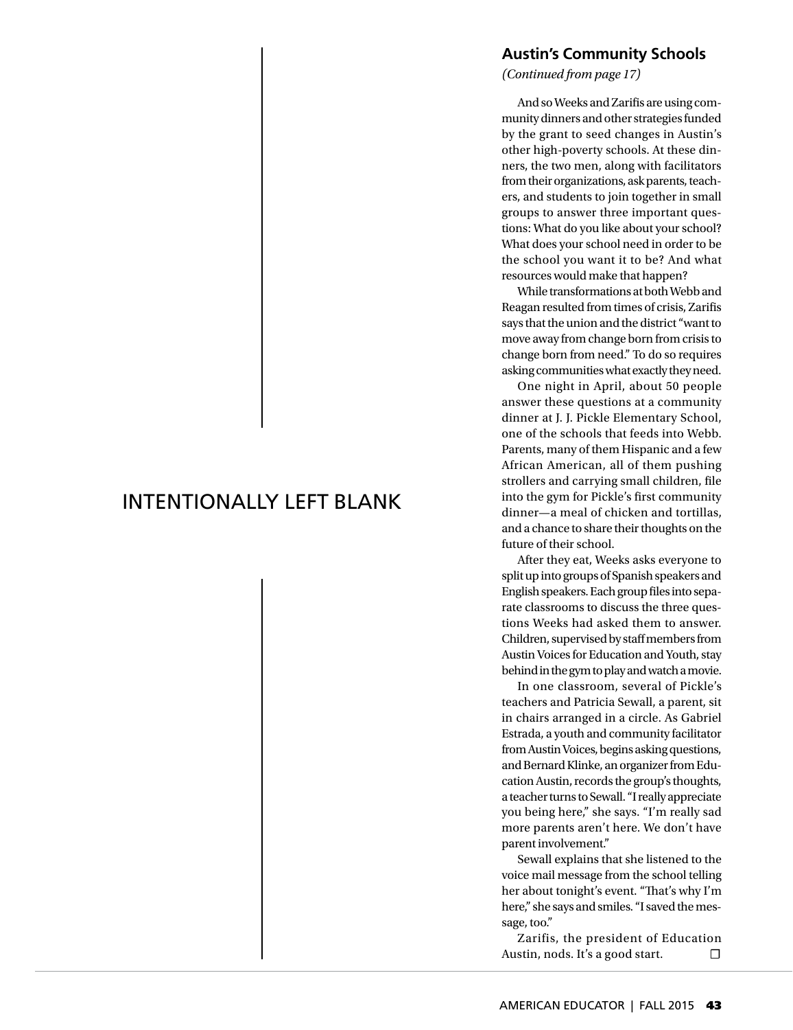INTENTIONALLY LEFT BLANK

## Austin's Community Schools

*(Continued from page 17)*

And so Weeks and Zarifis are using community dinners and other strategies funded by the grant to seed changes in Austin's other high-poverty schools. At these dinners, the two men, along with facilitators from their organizations, ask parents, teachers, and students to join together in small groups to answer three important questions: What do you like about your school? What does your school need in order to be the school you want it to be? And what resources would make that happen?

While transformations at both Webb and Reagan resulted from times of crisis, Zarifis says that the union and the district "want to move away from change born from crisis to change born from need." To do so requires asking communities what exactly they need.

One night in April, about 50 people answer these questions at a community dinner at J. J. Pickle Elementary School, one of the schools that feeds into Webb. Parents, many of them Hispanic and a few African American, all of them pushing strollers and carrying small children, file into the gym for Pickle's first community dinner—a meal of chicken and tortillas, and a chance to share their thoughts on the future of their school.

After they eat, Weeks asks everyone to split up into groups of Spanish speakers and English speakers. Each group files into separate classrooms to discuss the three questions Weeks had asked them to answer. Children, supervised by staff members from Austin Voices for Education and Youth, stay behind in the gym to play and watch a movie.

In one classroom, several of Pickle's teachers and Patricia Sewall, a parent, sit in chairs arranged in a circle. As Gabriel Estrada, a youth and community facilitator from Austin Voices, begins asking questions, and Bernard Klinke, an organizer from Education Austin, records the group's thoughts, a teacher turns to Sewall. "I really appreciate you being here," she says. "I'm really sad more parents aren't here. We don't have parent involvement."

Sewall explains that she listened to the voice mail message from the school telling her about tonight's event. "That's why I'm here," she says and smiles. "I saved the message, too."

Zarifis, the president of Education Austin, nods. It's a good start. ☐